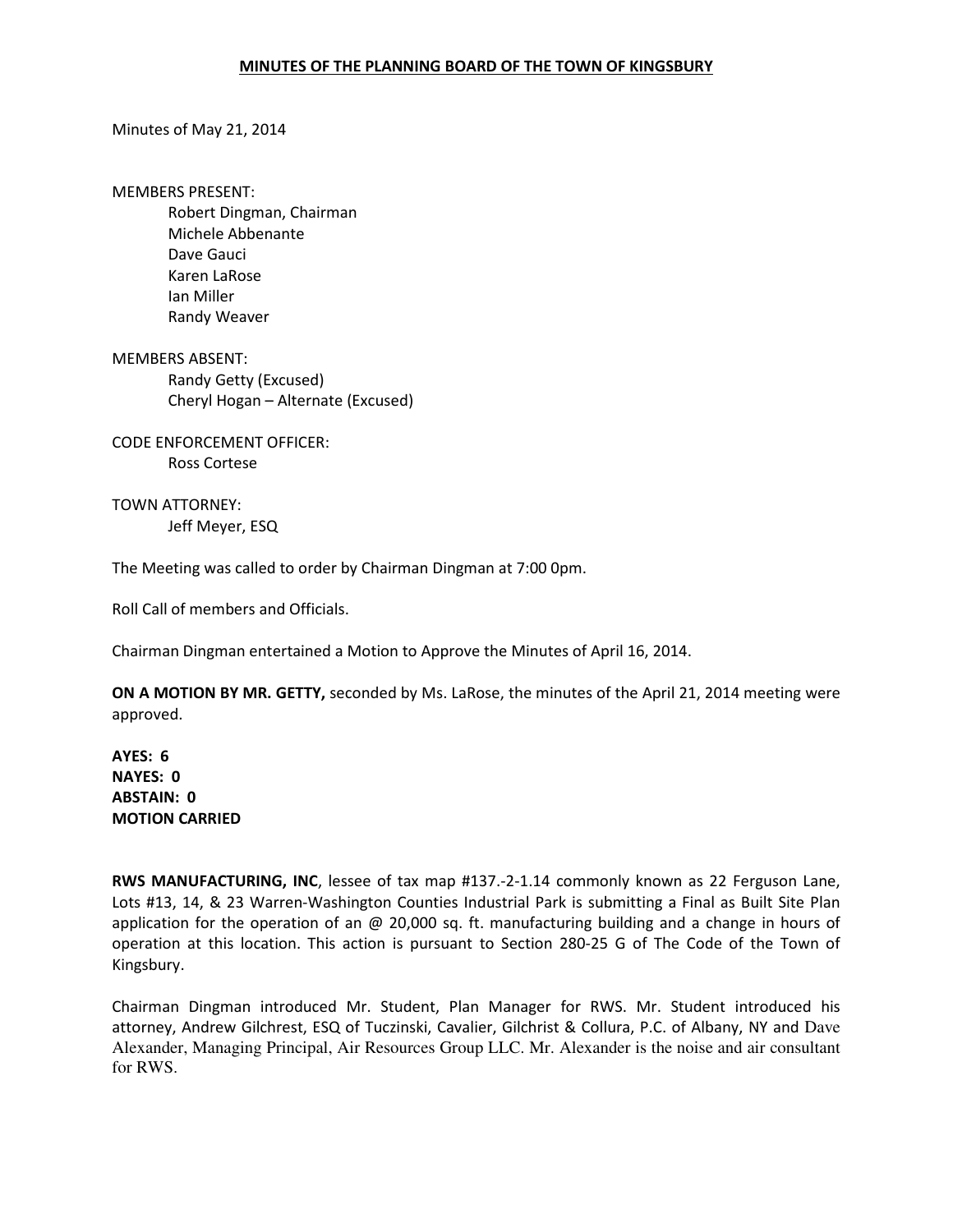# MINUTES OF THE PLANNING BOARD OF THE TOWN OF KINGSBURY

Minutes of May 21, 2014

MEMBERS PRESENT:

Robert Dingman, Chairman
Michele Abbenante
Dave Gauci
Karen LaRose
Ian Miller
Randy Weaver

MEMBERS ABSENT:

Randy Getty (Excused)
Cheryl Hogan – Alternate (Excused)

CODE ENFORCEMENT OFFICER:

Ross Cortese

TOWN ATTORNEY:

Jeff Meyer, ESQ

The Meeting was called to order by Chairman Dingman at 7:00 0pm.

Roll Call of members and Officials.

Chairman Dingman entertained a Motion to Approve the Minutes of April 16, 2014.

**ON A MOTION BY MR. GETTY,** seconded by Ms. LaRose, the minutes of the April 21, 2014 meeting were approved.

**AYES: 6**
**NAYES: 0**
**ABSTAIN: 0**
**MOTION CARRIED**

**RWS MANUFACTURING, INC**, lessee of tax map #137.-2-1.14 commonly known as 22 Ferguson Lane, Lots #13, 14, & 23 Warren-Washington Counties Industrial Park is submitting a Final as Built Site Plan application for the operation of an @ 20,000 sq. ft. manufacturing building and a change in hours of operation at this location. This action is pursuant to Section 280-25 G of The Code of the Town of Kingsbury.

Chairman Dingman introduced Mr. Student, Plan Manager for RWS. Mr. Student introduced his attorney, Andrew Gilchrest, ESQ of Tuczinski, Cavalier, Gilchrist & Collura, P.C. of Albany, NY and Dave Alexander, Managing Principal, Air Resources Group LLC. Mr. Alexander is the noise and air consultant for RWS.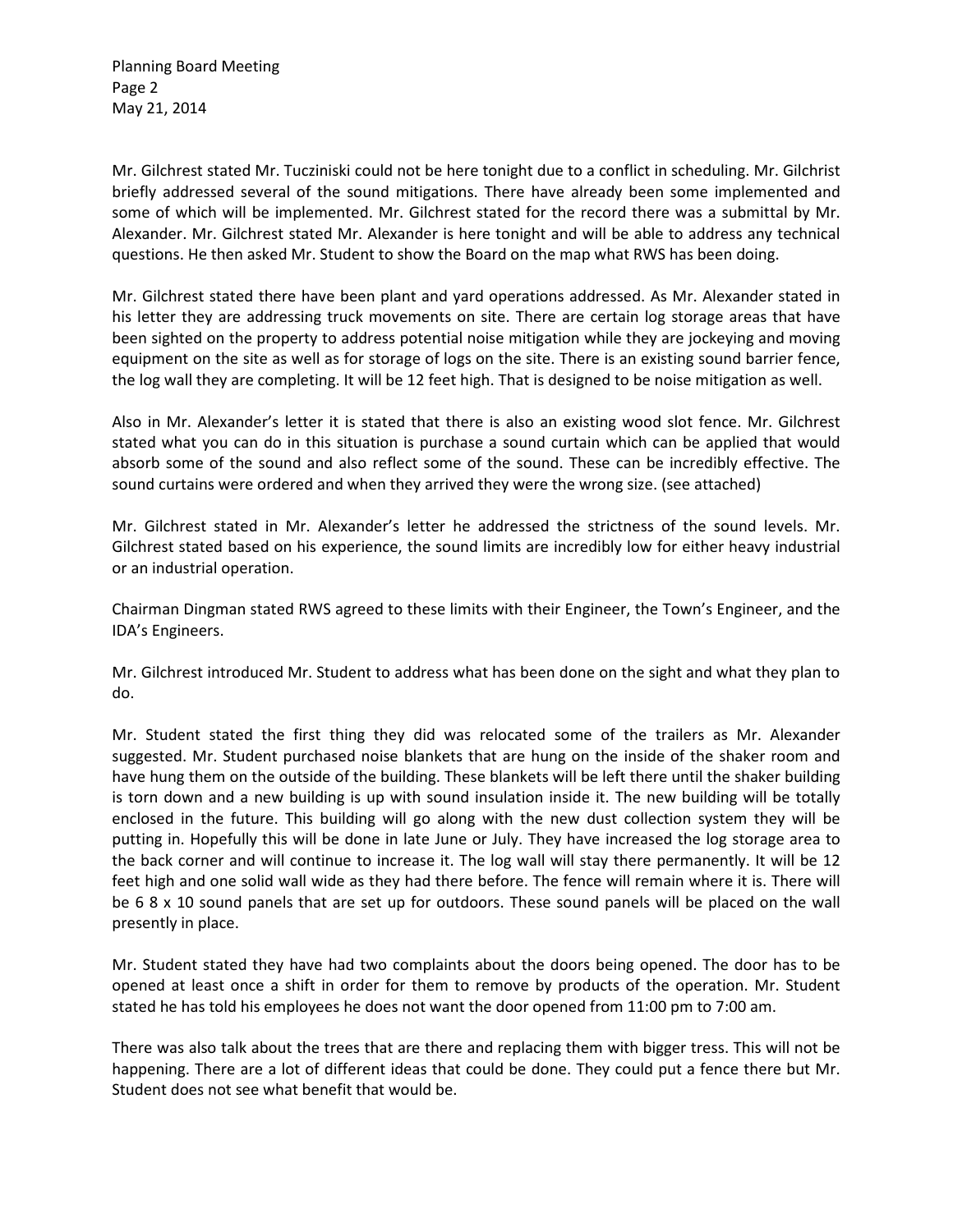Mr. Gilchrest stated Mr. Tucziniski could not be here tonight due to a conflict in scheduling. Mr. Gilchrist briefly addressed several of the sound mitigations. There have already been some implemented and some of which will be implemented. Mr. Gilchrest stated for the record there was a submittal by Mr. Alexander. Mr. Gilchrest stated Mr. Alexander is here tonight and will be able to address any technical questions. He then asked Mr. Student to show the Board on the map what RWS has been doing.

Mr. Gilchrest stated there have been plant and yard operations addressed. As Mr. Alexander stated in his letter they are addressing truck movements on site. There are certain log storage areas that have been sighted on the property to address potential noise mitigation while they are jockeying and moving equipment on the site as well as for storage of logs on the site. There is an existing sound barrier fence, the log wall they are completing. It will be 12 feet high. That is designed to be noise mitigation as well.

Also in Mr. Alexander's letter it is stated that there is also an existing wood slot fence. Mr. Gilchrest stated what you can do in this situation is purchase a sound curtain which can be applied that would absorb some of the sound and also reflect some of the sound. These can be incredibly effective. The sound curtains were ordered and when they arrived they were the wrong size. (see attached)

Mr. Gilchrest stated in Mr. Alexander's letter he addressed the strictness of the sound levels. Mr. Gilchrest stated based on his experience, the sound limits are incredibly low for either heavy industrial or an industrial operation.

Chairman Dingman stated RWS agreed to these limits with their Engineer, the Town's Engineer, and the IDA's Engineers.

Mr. Gilchrest introduced Mr. Student to address what has been done on the sight and what they plan to do.

Mr. Student stated the first thing they did was relocated some of the trailers as Mr. Alexander suggested. Mr. Student purchased noise blankets that are hung on the inside of the shaker room and have hung them on the outside of the building. These blankets will be left there until the shaker building is torn down and a new building is up with sound insulation inside it. The new building will be totally enclosed in the future. This building will go along with the new dust collection system they will be putting in. Hopefully this will be done in late June or July. They have increased the log storage area to the back corner and will continue to increase it. The log wall will stay there permanently. It will be 12 feet high and one solid wall wide as they had there before. The fence will remain where it is. There will be 6 8 x 10 sound panels that are set up for outdoors. These sound panels will be placed on the wall presently in place.

Mr. Student stated they have had two complaints about the doors being opened. The door has to be opened at least once a shift in order for them to remove by products of the operation. Mr. Student stated he has told his employees he does not want the door opened from 11:00 pm to 7:00 am.

There was also talk about the trees that are there and replacing them with bigger tress. This will not be happening. There are a lot of different ideas that could be done. They could put a fence there but Mr. Student does not see what benefit that would be.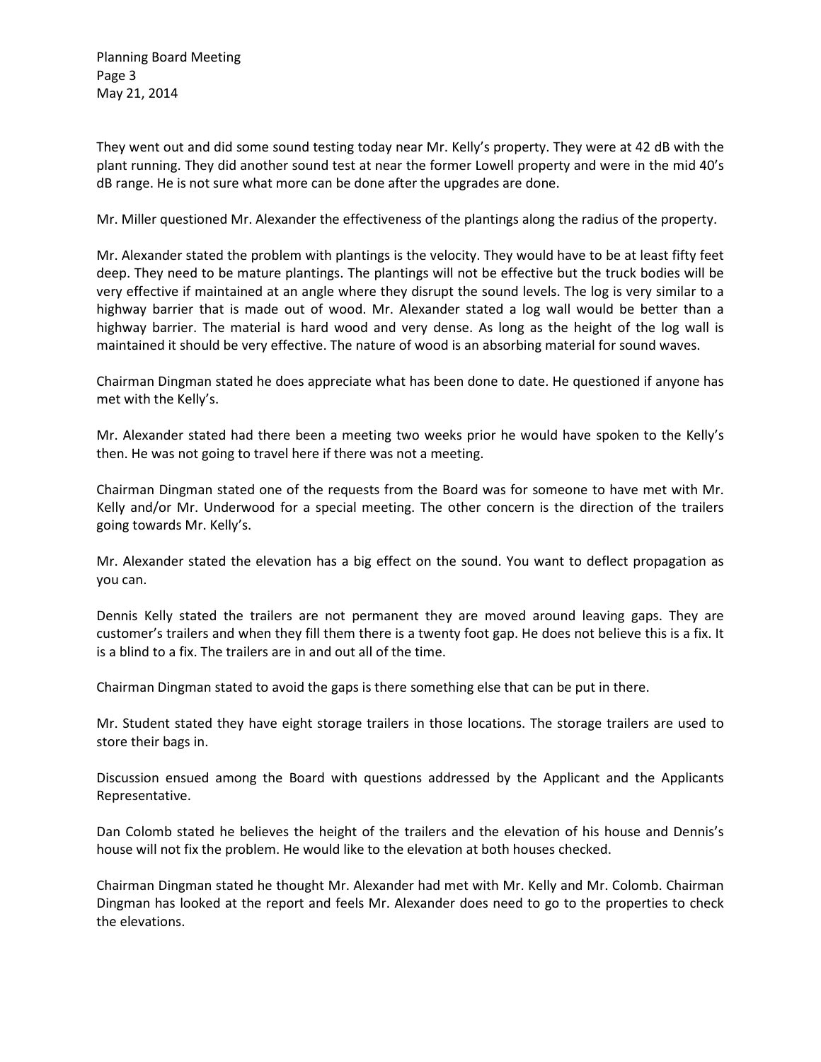They went out and did some sound testing today near Mr. Kelly's property. They were at 42 dB with the plant running. They did another sound test at near the former Lowell property and were in the mid 40's dB range. He is not sure what more can be done after the upgrades are done.

Mr. Miller questioned Mr. Alexander the effectiveness of the plantings along the radius of the property.

Mr. Alexander stated the problem with plantings is the velocity. They would have to be at least fifty feet deep. They need to be mature plantings. The plantings will not be effective but the truck bodies will be very effective if maintained at an angle where they disrupt the sound levels. The log is very similar to a highway barrier that is made out of wood. Mr. Alexander stated a log wall would be better than a highway barrier. The material is hard wood and very dense. As long as the height of the log wall is maintained it should be very effective. The nature of wood is an absorbing material for sound waves.

Chairman Dingman stated he does appreciate what has been done to date. He questioned if anyone has met with the Kelly's.

Mr. Alexander stated had there been a meeting two weeks prior he would have spoken to the Kelly's then. He was not going to travel here if there was not a meeting.

Chairman Dingman stated one of the requests from the Board was for someone to have met with Mr. Kelly and/or Mr. Underwood for a special meeting. The other concern is the direction of the trailers going towards Mr. Kelly's.

Mr. Alexander stated the elevation has a big effect on the sound. You want to deflect propagation as you can.

Dennis Kelly stated the trailers are not permanent they are moved around leaving gaps. They are customer's trailers and when they fill them there is a twenty foot gap. He does not believe this is a fix. It is a blind to a fix. The trailers are in and out all of the time.

Chairman Dingman stated to avoid the gaps is there something else that can be put in there.

Mr. Student stated they have eight storage trailers in those locations. The storage trailers are used to store their bags in.

Discussion ensued among the Board with questions addressed by the Applicant and the Applicants Representative.

Dan Colomb stated he believes the height of the trailers and the elevation of his house and Dennis's house will not fix the problem. He would like to the elevation at both houses checked.

Chairman Dingman stated he thought Mr. Alexander had met with Mr. Kelly and Mr. Colomb. Chairman Dingman has looked at the report and feels Mr. Alexander does need to go to the properties to check the elevations.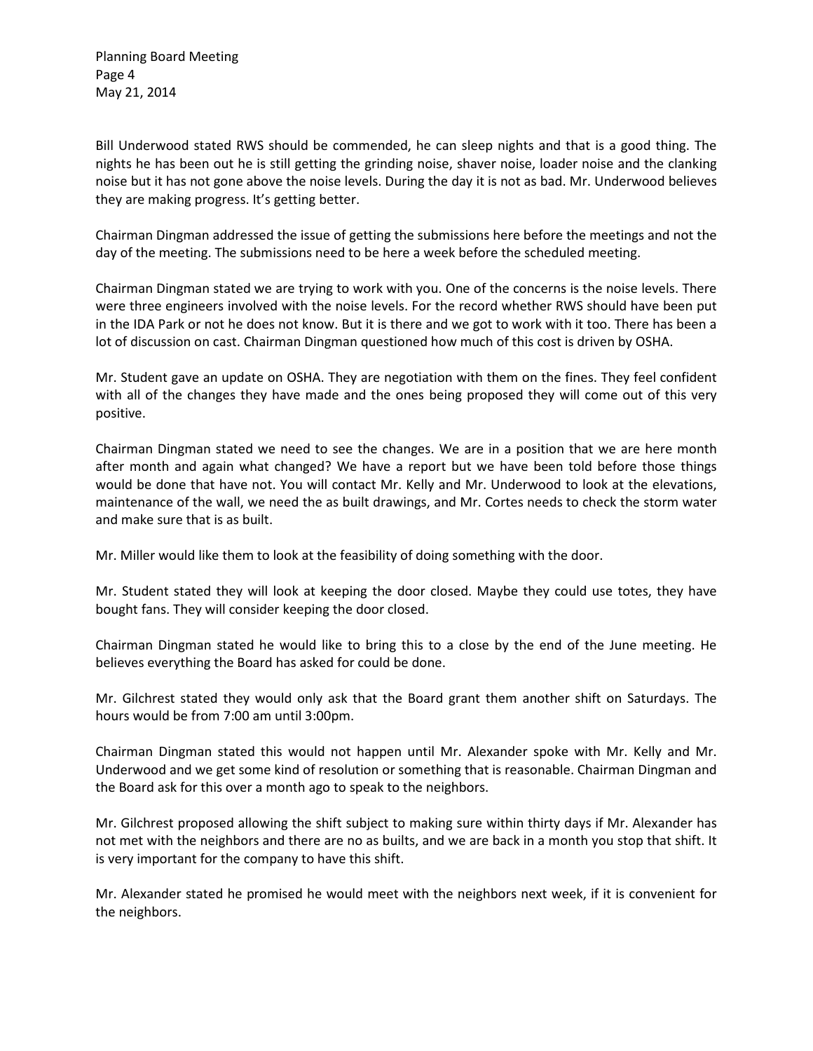Bill Underwood stated RWS should be commended, he can sleep nights and that is a good thing. The nights he has been out he is still getting the grinding noise, shaver noise, loader noise and the clanking noise but it has not gone above the noise levels. During the day it is not as bad. Mr. Underwood believes they are making progress. It's getting better.

Chairman Dingman addressed the issue of getting the submissions here before the meetings and not the day of the meeting. The submissions need to be here a week before the scheduled meeting.

Chairman Dingman stated we are trying to work with you. One of the concerns is the noise levels. There were three engineers involved with the noise levels. For the record whether RWS should have been put in the IDA Park or not he does not know. But it is there and we got to work with it too. There has been a lot of discussion on cast. Chairman Dingman questioned how much of this cost is driven by OSHA.

Mr. Student gave an update on OSHA. They are negotiation with them on the fines. They feel confident with all of the changes they have made and the ones being proposed they will come out of this very positive.

Chairman Dingman stated we need to see the changes. We are in a position that we are here month after month and again what changed? We have a report but we have been told before those things would be done that have not. You will contact Mr. Kelly and Mr. Underwood to look at the elevations, maintenance of the wall, we need the as built drawings, and Mr. Cortes needs to check the storm water and make sure that is as built.

Mr. Miller would like them to look at the feasibility of doing something with the door.

Mr. Student stated they will look at keeping the door closed. Maybe they could use totes, they have bought fans. They will consider keeping the door closed.

Chairman Dingman stated he would like to bring this to a close by the end of the June meeting. He believes everything the Board has asked for could be done.

Mr. Gilchrest stated they would only ask that the Board grant them another shift on Saturdays. The hours would be from 7:00 am until 3:00pm.

Chairman Dingman stated this would not happen until Mr. Alexander spoke with Mr. Kelly and Mr. Underwood and we get some kind of resolution or something that is reasonable. Chairman Dingman and the Board ask for this over a month ago to speak to the neighbors.

Mr. Gilchrest proposed allowing the shift subject to making sure within thirty days if Mr. Alexander has not met with the neighbors and there are no as builts, and we are back in a month you stop that shift. It is very important for the company to have this shift.

Mr. Alexander stated he promised he would meet with the neighbors next week, if it is convenient for the neighbors.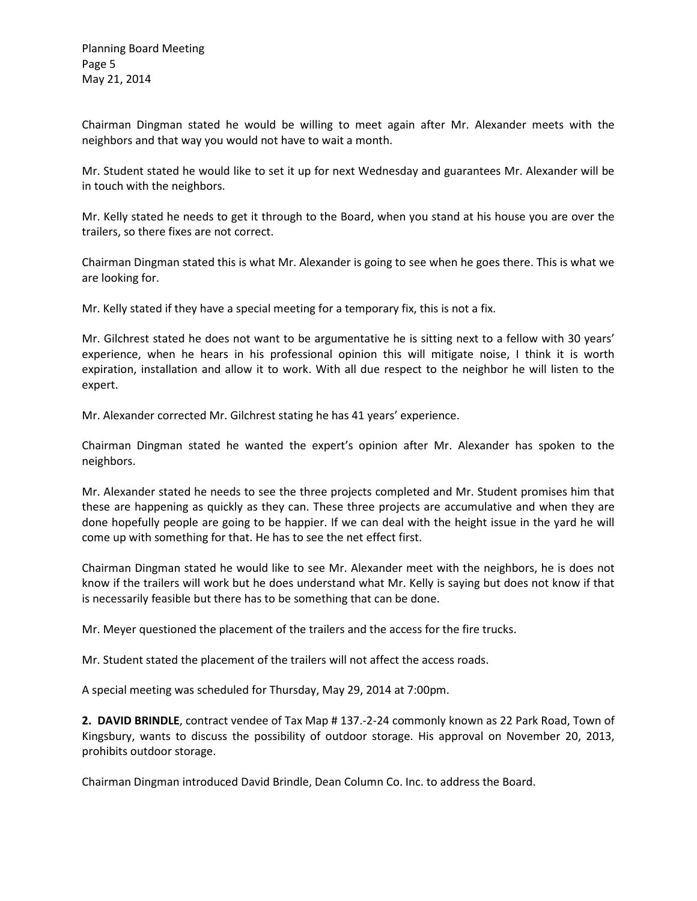Chairman Dingman stated he would be willing to meet again after Mr. Alexander meets with the neighbors and that way you would not have to wait a month.

Mr. Student stated he would like to set it up for next Wednesday and guarantees Mr. Alexander will be in touch with the neighbors.

Mr. Kelly stated he needs to get it through to the Board, when you stand at his house you are over the trailers, so there fixes are not correct.

Chairman Dingman stated this is what Mr. Alexander is going to see when he goes there. This is what we are looking for.

Mr. Kelly stated if they have a special meeting for a temporary fix, this is not a fix.

Mr. Gilchrest stated he does not want to be argumentative he is sitting next to a fellow with 30 years' experience, when he hears in his professional opinion this will mitigate noise, I think it is worth expiration, installation and allow it to work. With all due respect to the neighbor he will listen to the expert.

Mr. Alexander corrected Mr. Gilchrest stating he has 41 years' experience.

Chairman Dingman stated he wanted the expert's opinion after Mr. Alexander has spoken to the neighbors.

Mr. Alexander stated he needs to see the three projects completed and Mr. Student promises him that these are happening as quickly as they can. These three projects are accumulative and when they are done hopefully people are going to be happier. If we can deal with the height issue in the yard he will come up with something for that. He has to see the net effect first.

Chairman Dingman stated he would like to see Mr. Alexander meet with the neighbors, he is does not know if the trailers will work but he does understand what Mr. Kelly is saying but does not know if that is necessarily feasible but there has to be something that can be done.

Mr. Meyer questioned the placement of the trailers and the access for the fire trucks.

Mr. Student stated the placement of the trailers will not affect the access roads.

A special meeting was scheduled for Thursday, May 29, 2014 at 7:00pm.

**2. DAVID BRINDLE**, contract vendee of Tax Map # 137.-2-24 commonly known as 22 Park Road, Town of Kingsbury, wants to discuss the possibility of outdoor storage. His approval on November 20, 2013, prohibits outdoor storage.

Chairman Dingman introduced David Brindle, Dean Column Co. Inc. to address the Board.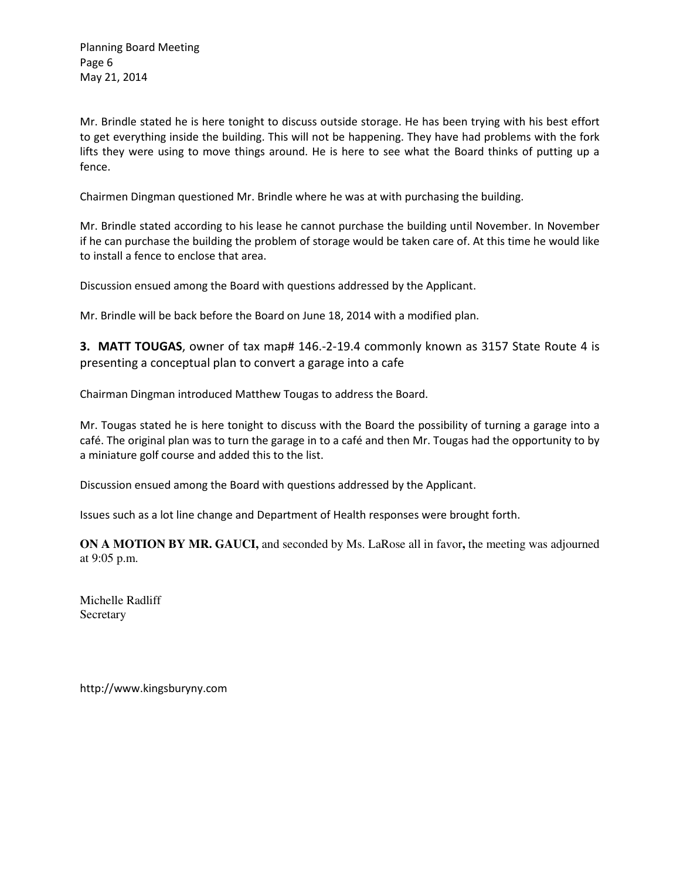Mr. Brindle stated he is here tonight to discuss outside storage. He has been trying with his best effort to get everything inside the building. This will not be happening. They have had problems with the fork lifts they were using to move things around. He is here to see what the Board thinks of putting up a fence.

Chairmen Dingman questioned Mr. Brindle where he was at with purchasing the building.

Mr. Brindle stated according to his lease he cannot purchase the building until November. In November if he can purchase the building the problem of storage would be taken care of. At this time he would like to install a fence to enclose that area.

Discussion ensued among the Board with questions addressed by the Applicant.

Mr. Brindle will be back before the Board on June 18, 2014 with a modified plan.

**3. MATT TOUGAS**, owner of tax map# 146.-2-19.4 commonly known as 3157 State Route 4 is presenting a conceptual plan to convert a garage into a cafe

Chairman Dingman introduced Matthew Tougas to address the Board.

Mr. Tougas stated he is here tonight to discuss with the Board the possibility of turning a garage into a café. The original plan was to turn the garage in to a café and then Mr. Tougas had the opportunity to by a miniature golf course and added this to the list.

Discussion ensued among the Board with questions addressed by the Applicant.

Issues such as a lot line change and Department of Health responses were brought forth.

**ON A MOTION BY MR. GAUCI,** and seconded by Ms. LaRose all in favor**,** the meeting was adjourned at 9:05 p.m.

Michelle Radliff
Secretary

http://www.kingsburyny.com